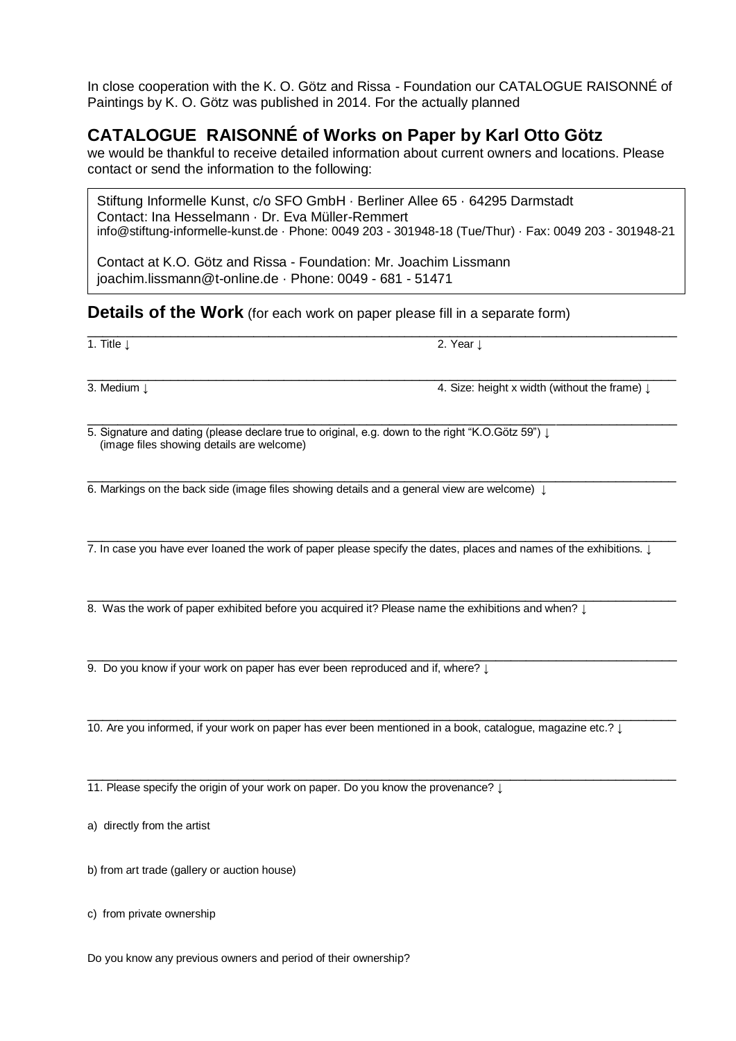In close cooperation with the K. O. Götz and Rissa - Foundation our CATALOGUE RAISONNÉ of Paintings by K. O. Götz was published in 2014. For the actually planned

## CATALOGUE RAISONNÉ of Works on Paper by Karl Otto Götz

we would be thankful to receive detailed information about current owners and locations. Please contact or send the information to the following:

Stiftung Informelle Kunst, c/o SFO GmbH · Berliner Allee 65 · 64295 Darmstadt
Contact: Ina Hesselmann · Dr. Eva Müller-Remmert
info@stiftung-informelle-kunst.de · Phone: 0049 203 - 301948-18 (Tue/Thur) · Fax: 0049 203 - 301948-21

Contact at K.O. Götz and Rissa - Foundation: Mr. Joachim Lissmann
joachim.lissmann@t-online.de · Phone: 0049 - 681 - 51471

## Details of the Work (for each work on paper please fill in a separate form)

1. Title ↓ 2. Year ↓

3. Medium ↓ 4. Size: height x width (without the frame) ↓

5. Signature and dating (please declare true to original, e.g. down to the right "K.O.Götz 59") ↓
(image files showing details are welcome)

6. Markings on the back side (image files showing details and a general view are welcome) ↓

7. In case you have ever loaned the work of paper please specify the dates, places and names of the exhibitions. ↓

8. Was the work of paper exhibited before you acquired it? Please name the exhibitions and when? ↓

9. Do you know if your work on paper has ever been reproduced and if, where? ↓

10. Are you informed, if your work on paper has ever been mentioned in a book, catalogue, magazine etc.? ↓

11. Please specify the origin of your work on paper. Do you know the provenance? ↓

a) directly from the artist

b) from art trade (gallery or auction house)

c) from private ownership

Do you know any previous owners and period of their ownership?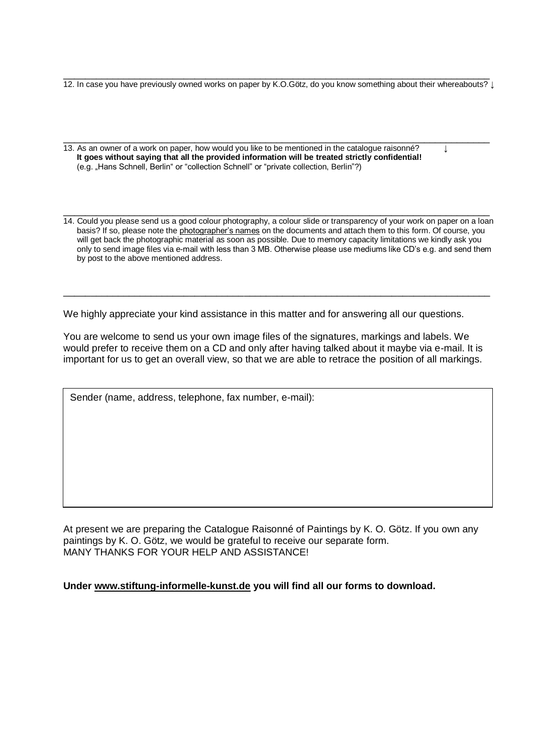12. In case you have previously owned works on paper by K.O.Götz, do you know something about their whereabouts? ↓

13. As an owner of a work on paper, how would you like to be mentioned in the catalogue raisonné? ↓
**It goes without saying that all the provided information will be treated strictly confidential!**
(e.g. „Hans Schnell, Berlin" or "collection Schnell" or "private collection, Berlin"?)

14. Could you please send us a good colour photography, a colour slide or transparency of your work on paper on a loan basis? If so, please note the photographer's names on the documents and attach them to this form. Of course, you will get back the photographic material as soon as possible. Due to memory capacity limitations we kindly ask you only to send image files via e-mail with less than 3 MB. Otherwise please use mediums like CD's e.g. and send them by post to the above mentioned address.

We highly appreciate your kind assistance in this matter and for answering all our questions.

You are welcome to send us your own image files of the signatures, markings and labels. We would prefer to receive them on a CD and only after having talked about it maybe via e-mail. It is important for us to get an overall view, so that we are able to retrace the position of all markings.

| Sender (name, address, telephone, fax number, e-mail): |
| --- |
| |

At present we are preparing the Catalogue Raisonné of Paintings by K. O. Götz. If you own any paintings by K. O. Götz, we would be grateful to receive our separate form.
MANY THANKS FOR YOUR HELP AND ASSISTANCE!

**Under www.stiftung-informelle-kunst.de you will find all our forms to download.**